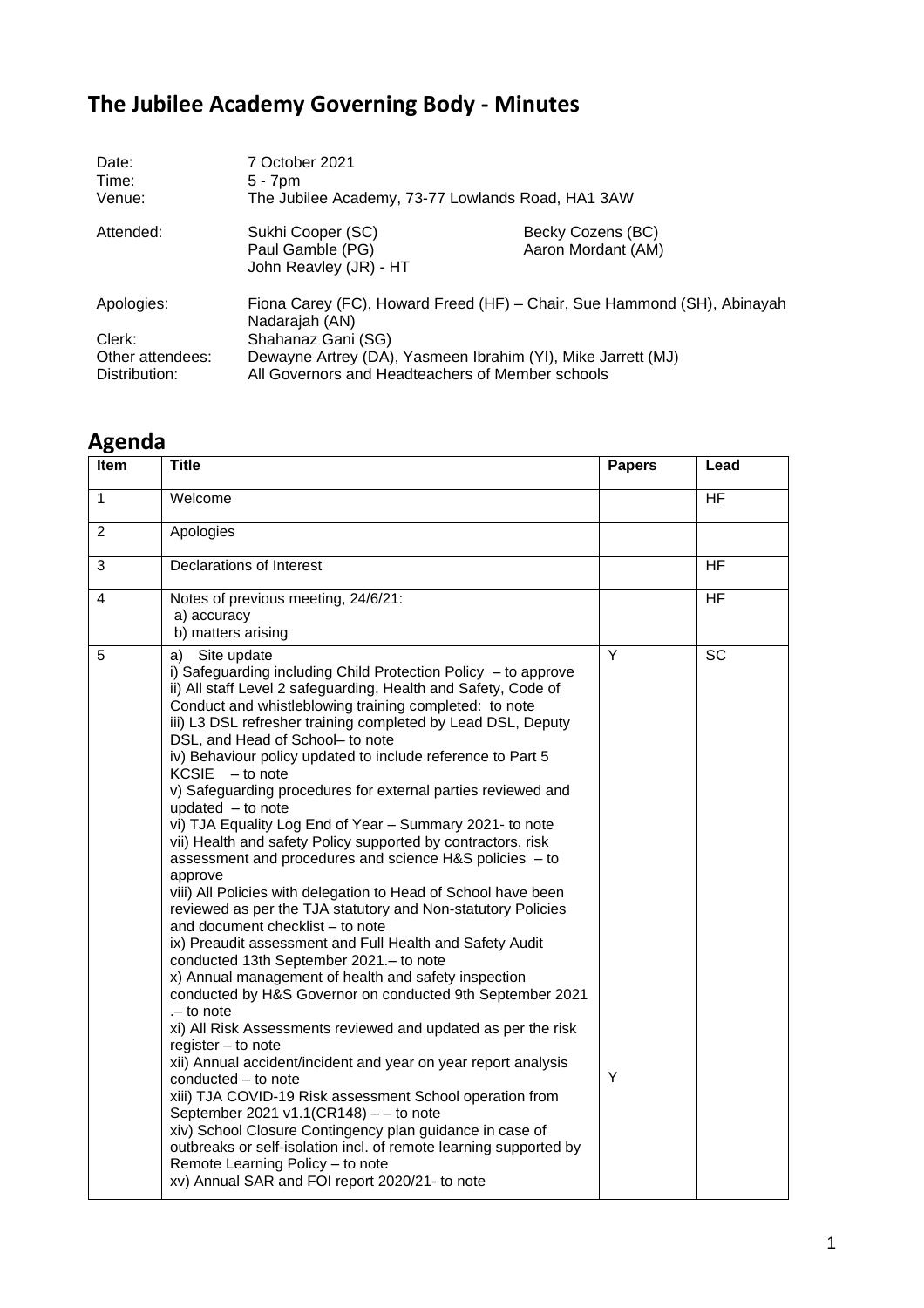# The Jubilee Academy Governing Body - Minutes

| | | |
|---|---|---|
| Date: | 7 October 2021 | |
| Time: | 5 - 7pm | |
| Venue: | The Jubilee Academy, 73-77 Lowlands Road, HA1 3AW | |
| Attended: | Sukhi Cooper (SC)<br>Paul Gamble (PG)<br>John Reavley (JR) - HT | Becky Cozens (BC)<br>Aaron Mordant (AM) |
| Apologies: | Fiona Carey (FC), Howard Freed (HF) – Chair, Sue Hammond (SH), Abinayah Nadarajah (AN) | |
| Clerk: | Shahanaz Gani (SG) | |
| Other attendees: | Dewayne Artrey (DA), Yasmeen Ibrahim (YI), Mike Jarrett (MJ) | |
| Distribution: | All Governors and Headteachers of Member schools | |

## Agenda

| Item | Title | Papers | Lead |
|---|---|---|---|
| 1 | Welcome | | HF |
| 2 | Apologies | | |
| 3 | Declarations of Interest | | HF |
| 4 | Notes of previous meeting, 24/6/21:<br>a) accuracy<br>b) matters arising | | HF |
| 5 | a) Site update<br>i) Safeguarding including Child Protection Policy – to approve<br>ii) All staff Level 2 safeguarding, Health and Safety, Code of Conduct and whistleblowing training completed: to note<br>iii) L3 DSL refresher training completed by Lead DSL, Deputy DSL, and Head of School– to note<br>iv) Behaviour policy updated to include reference to Part 5 KCSIE – to note<br>v) Safeguarding procedures for external parties reviewed and updated – to note<br>vi) TJA Equality Log End of Year – Summary 2021- to note<br>vii) Health and safety Policy supported by contractors, risk assessment and procedures and science H&S policies – to approve<br>viii) All Policies with delegation to Head of School have been reviewed as per the TJA statutory and Non-statutory Policies and document checklist – to note<br>ix) Preaudit assessment and Full Health and Safety Audit conducted 13th September 2021.– to note<br>x) Annual management of health and safety inspection conducted by H&S Governor on conducted 9th September 2021 .– to note<br>xi) All Risk Assessments reviewed and updated as per the risk register – to note<br>xii) Annual accident/incident and year on year report analysis conducted – to note<br>xiii) TJA COVID-19 Risk assessment School operation from September 2021 v1.1(CR148) – – to note<br>xiv) School Closure Contingency plan guidance in case of outbreaks or self-isolation incl. of remote learning supported by Remote Learning Policy – to note<br>xv) Annual SAR and FOI report 2020/21- to note | Y<br><br><br><br><br><br><br><br><br><br><br><br><br><br><br><br><br><br><br><br><br><br><br><br><br><br><br>Y | SC |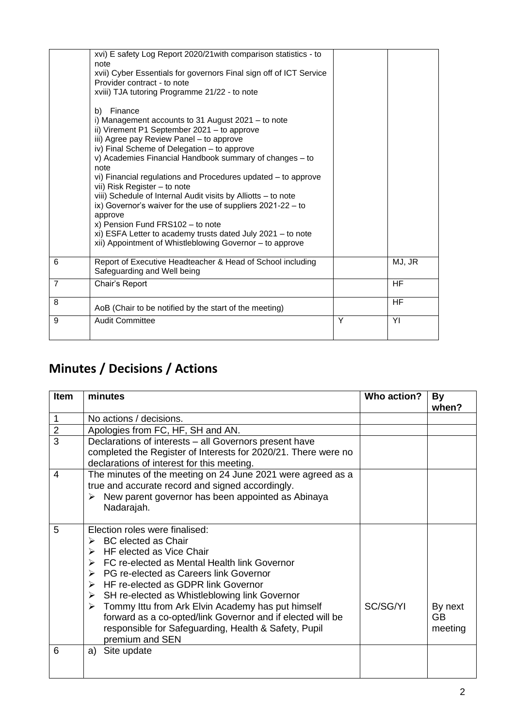| | | | |
|---|---|---|---|
| | xvi) E safety Log Report 2020/21with comparison statistics - to note<br>xvii) Cyber Essentials for governors Final sign off of ICT Service Provider contract - to note<br>xviii) TJA tutoring Programme 21/22 - to note<br><br>b) Finance<br>i) Management accounts to 31 August 2021 – to note<br>ii) Virement P1 September 2021 – to approve<br>iii) Agree pay Review Panel – to approve<br>iv) Final Scheme of Delegation – to approve<br>v) Academies Financial Handbook summary of changes – to note<br>vi) Financial regulations and Procedures updated – to approve<br>vii) Risk Register – to note<br>viii) Schedule of Internal Audit visits by Alliotts – to note<br>ix) Governor's waiver for the use of suppliers 2021-22 – to approve<br>x) Pension Fund FRS102 – to note<br>xi) ESFA Letter to academy trusts dated July 2021 – to note<br>xii) Appointment of Whistleblowing Governor – to approve | | |
| 6 | Report of Executive Headteacher & Head of School including Safeguarding and Well being | | MJ, JR |
| 7 | Chair's Report | | HF |
| 8 | AoB (Chair to be notified by the start of the meeting) | | HF |
| 9 | Audit Committee | Y | YI |

## Minutes / Decisions / Actions

| Item | minutes | Who action? | By when? |
|---|---|---|---|
| 1 | No actions / decisions. | | |
| 2 | Apologies from FC, HF, SH and AN. | | |
| 3 | Declarations of interests – all Governors present have completed the Register of Interests for 2020/21. There were no declarations of interest for this meeting. | | |
| 4 | The minutes of the meeting on 24 June 2021 were agreed as a true and accurate record and signed accordingly.<br>➢ New parent governor has been appointed as Abinaya Nadarajah. | | |
| 5 | Election roles were finalised:<br>➢ BC elected as Chair<br>➢ HF elected as Vice Chair<br>➢ FC re-elected as Mental Health link Governor<br>➢ PG re-elected as Careers link Governor<br>➢ HF re-elected as GDPR link Governor<br>➢ SH re-elected as Whistleblowing link Governor<br>➢ Tommy Ittu from Ark Elvin Academy has put himself forward as a co-opted/link Governor and if elected will be responsible for Safeguarding, Health & Safety, Pupil premium and SEN | SC/SG/YI | By next GB meeting |
| 6 | a) Site update | | |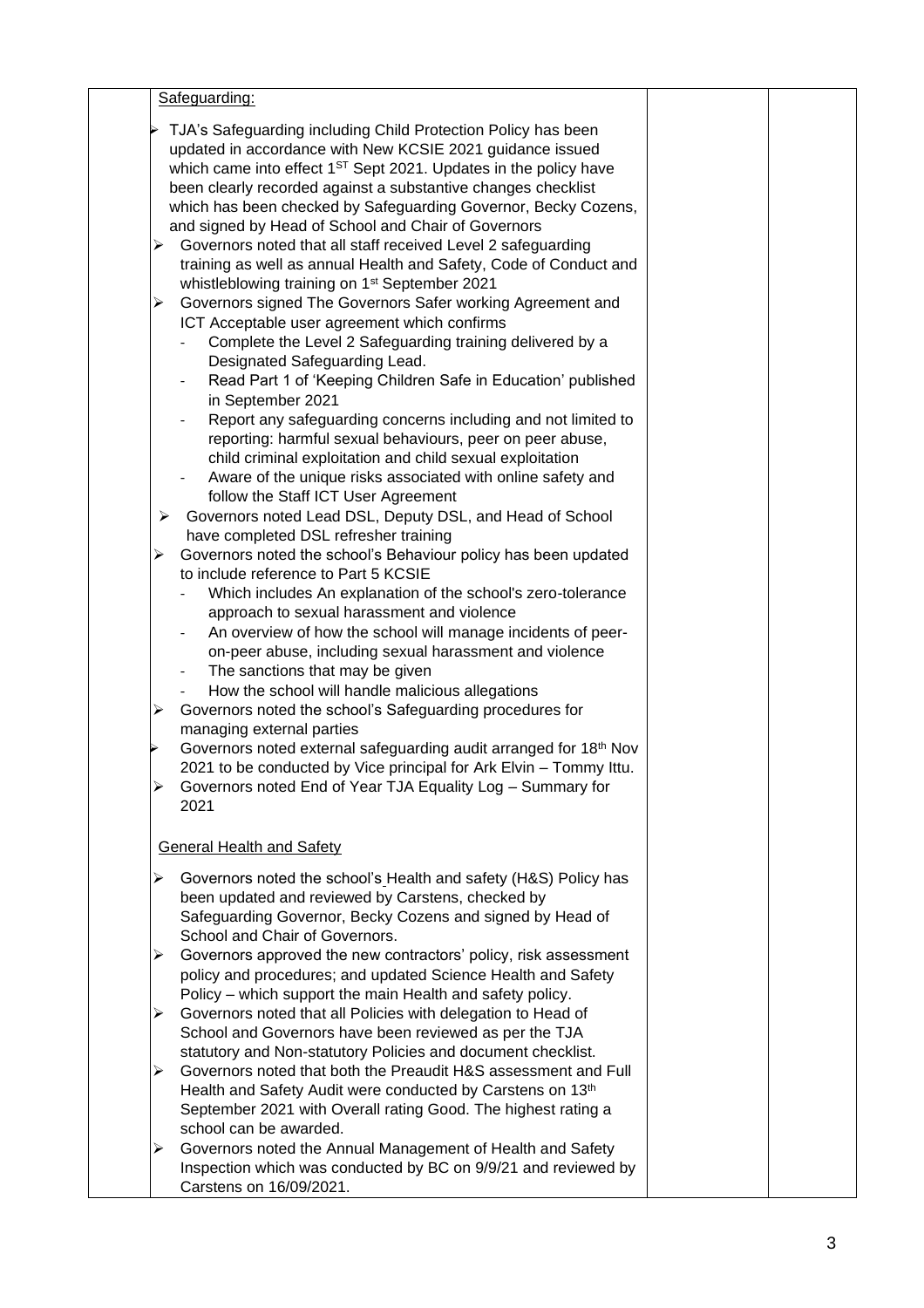Safeguarding:

- TJA's Safeguarding including Child Protection Policy has been updated in accordance with New KCSIE 2021 guidance issued which came into effect 1ST Sept 2021. Updates in the policy have been clearly recorded against a substantive changes checklist which has been checked by Safeguarding Governor, Becky Cozens, and signed by Head of School and Chair of Governors
- Governors noted that all staff received Level 2 safeguarding training as well as annual Health and Safety, Code of Conduct and whistleblowing training on 1st September 2021
- Governors signed The Governors Safer working Agreement and ICT Acceptable user agreement which confirms
  - Complete the Level 2 Safeguarding training delivered by a Designated Safeguarding Lead.
  - Read Part 1 of 'Keeping Children Safe in Education' published in September 2021
  - Report any safeguarding concerns including and not limited to reporting: harmful sexual behaviours, peer on peer abuse, child criminal exploitation and child sexual exploitation
  - Aware of the unique risks associated with online safety and follow the Staff ICT User Agreement
- Governors noted Lead DSL, Deputy DSL, and Head of School have completed DSL refresher training
- Governors noted the school's Behaviour policy has been updated to include reference to Part 5 KCSIE
  - Which includes An explanation of the school's zero-tolerance approach to sexual harassment and violence
  - An overview of how the school will manage incidents of peer-on-peer abuse, including sexual harassment and violence
  - The sanctions that may be given
  - How the school will handle malicious allegations
- Governors noted the school's Safeguarding procedures for managing external parties
- Governors noted external safeguarding audit arranged for 18th Nov 2021 to be conducted by Vice principal for Ark Elvin – Tommy Ittu.
- Governors noted End of Year TJA Equality Log – Summary for 2021

General Health and Safety

- Governors noted the school's Health and safety (H&S) Policy has been updated and reviewed by Carstens, checked by Safeguarding Governor, Becky Cozens and signed by Head of School and Chair of Governors.
- Governors approved the new contractors' policy, risk assessment policy and procedures; and updated Science Health and Safety Policy – which support the main Health and safety policy.
- Governors noted that all Policies with delegation to Head of School and Governors have been reviewed as per the TJA statutory and Non-statutory Policies and document checklist.
- Governors noted that both the Preaudit H&S assessment and Full Health and Safety Audit were conducted by Carstens on 13th September 2021 with Overall rating Good. The highest rating a school can be awarded.
- Governors noted the Annual Management of Health and Safety Inspection which was conducted by BC on 9/9/21 and reviewed by Carstens on 16/09/2021.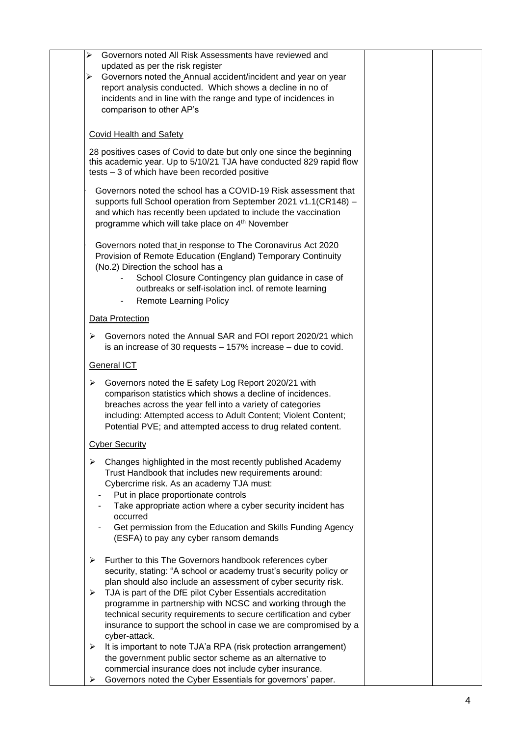| | | | |
|---|---|---|---|
| | ➢ Governors noted All Risk Assessments have reviewed and updated as per the risk register<br>➢ Governors noted the Annual accident/incident and year on year report analysis conducted. Which shows a decline in no of incidents and in line with the range and type of incidences in comparison to other AP's<br><br>Covid Health and Safety<br><br>28 positives cases of Covid to date but only one since the beginning this academic year. Up to 5/10/21 TJA have conducted 829 rapid flow tests – 3 of which have been recorded positive<br><br>Governors noted the school has a COVID-19 Risk assessment that supports full School operation from September 2021 v1.1(CR148) – and which has recently been updated to include the vaccination programme which will take place on 4th November<br><br>Governors noted that in response to The Coronavirus Act 2020 Provision of Remote Education (England) Temporary Continuity (No.2) Direction the school has a<br>- School Closure Contingency plan guidance in case of outbreaks or self-isolation incl. of remote learning<br>- Remote Learning Policy<br><br>Data Protection<br><br>➢ Governors noted the Annual SAR and FOI report 2020/21 which is an increase of 30 requests – 157% increase – due to covid.<br><br>General ICT<br><br>➢ Governors noted the E safety Log Report 2020/21 with comparison statistics which shows a decline of incidences. breaches across the year fell into a variety of categories including: Attempted access to Adult Content; Violent Content; Potential PVE; and attempted access to drug related content.<br><br>Cyber Security<br><br>➢ Changes highlighted in the most recently published Academy Trust Handbook that includes new requirements around: Cybercrime risk. As an academy TJA must:<br>- Put in place proportionate controls<br>- Take appropriate action where a cyber security incident has occurred<br>- Get permission from the Education and Skills Funding Agency (ESFA) to pay any cyber ransom demands<br><br>➢ Further to this The Governors handbook references cyber security, stating: "A school or academy trust's security policy or plan should also include an assessment of cyber security risk.<br>➢ TJA is part of the DfE pilot Cyber Essentials accreditation programme in partnership with NCSC and working through the technical security requirements to secure certification and cyber insurance to support the school in case we are compromised by a cyber-attack.<br>➢ It is important to note TJA'a RPA (risk protection arrangement) the government public sector scheme as an alternative to commercial insurance does not include cyber insurance.<br>➢ Governors noted the Cyber Essentials for governors' paper. | | |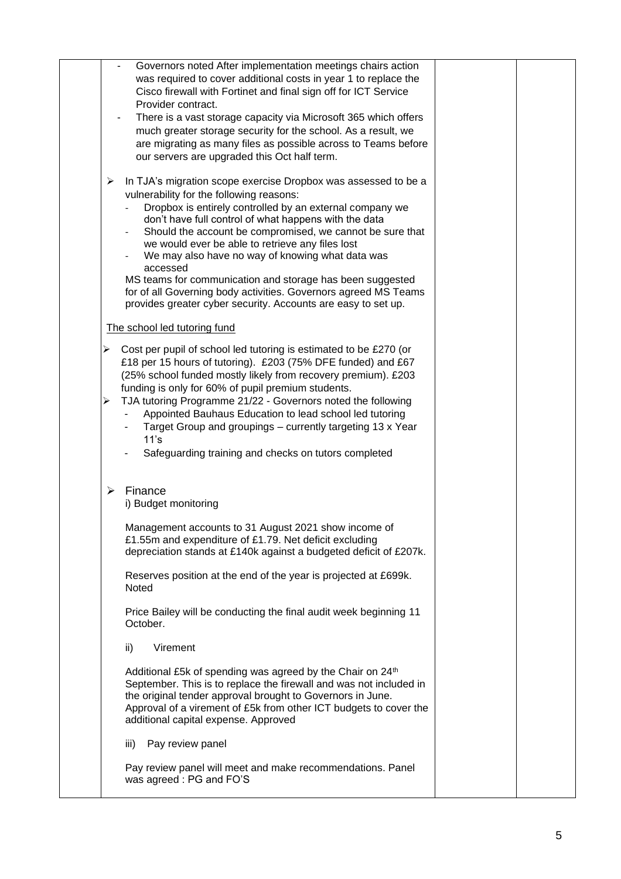- Governors noted After implementation meetings chairs action was required to cover additional costs in year 1 to replace the Cisco firewall with Fortinet and final sign off for ICT Service Provider contract.
- There is a vast storage capacity via Microsoft 365 which offers much greater storage security for the school. As a result, we are migrating as many files as possible across to Teams before our servers are upgraded this Oct half term.

➢ In TJA's migration scope exercise Dropbox was assessed to be a vulnerability for the following reasons:
- Dropbox is entirely controlled by an external company we don't have full control of what happens with the data
- Should the account be compromised, we cannot be sure that we would ever be able to retrieve any files lost
- We may also have no way of knowing what data was accessed

MS teams for communication and storage has been suggested for of all Governing body activities. Governors agreed MS Teams provides greater cyber security. Accounts are easy to set up.

The school led tutoring fund

➢ Cost per pupil of school led tutoring is estimated to be £270 (or £18 per 15 hours of tutoring). £203 (75% DFE funded) and £67 (25% school funded mostly likely from recovery premium). £203 funding is only for 60% of pupil premium students.

➢ TJA tutoring Programme 21/22 - Governors noted the following
- Appointed Bauhaus Education to lead school led tutoring
- Target Group and groupings – currently targeting 13 x Year 11's
- Safeguarding training and checks on tutors completed

➢ Finance

i) Budget monitoring

Management accounts to 31 August 2021 show income of £1.55m and expenditure of £1.79. Net deficit excluding depreciation stands at £140k against a budgeted deficit of £207k.

Reserves position at the end of the year is projected at £699k. Noted

Price Bailey will be conducting the final audit week beginning 11 October.

ii) Virement

Additional £5k of spending was agreed by the Chair on 24th September. This is to replace the firewall and was not included in the original tender approval brought to Governors in June. Approval of a virement of £5k from other ICT budgets to cover the additional capital expense. Approved

iii) Pay review panel

Pay review panel will meet and make recommendations. Panel was agreed : PG and FO'S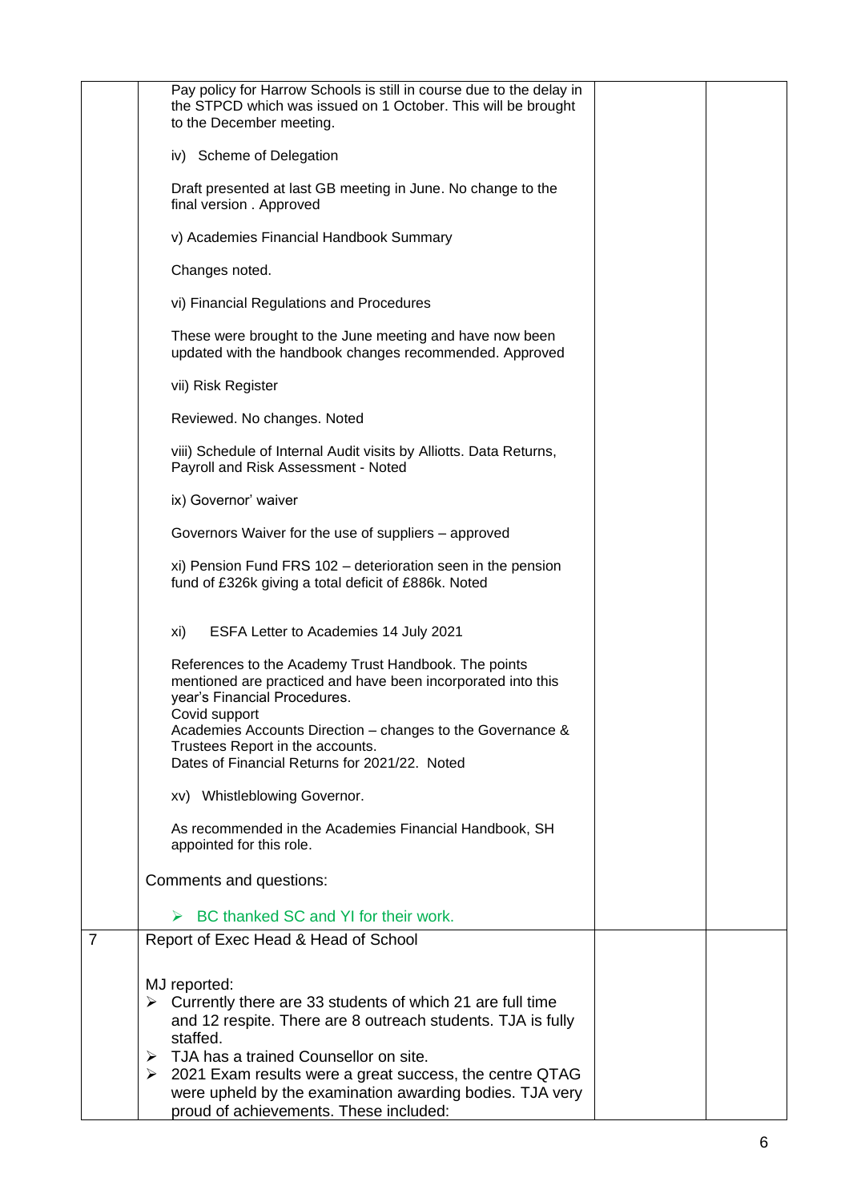| | | | |
|---|---|---|---|
| | Pay policy for Harrow Schools is still in course due to the delay in the STPCD which was issued on 1 October. This will be brought to the December meeting.<br><br>iv) Scheme of Delegation<br><br>Draft presented at last GB meeting in June. No change to the final version . Approved<br><br>v) Academies Financial Handbook Summary<br><br>Changes noted.<br><br>vi) Financial Regulations and Procedures<br><br>These were brought to the June meeting and have now been updated with the handbook changes recommended. Approved<br><br>vii) Risk Register<br><br>Reviewed. No changes. Noted<br><br>viii) Schedule of Internal Audit visits by Alliotts. Data Returns, Payroll and Risk Assessment - Noted<br><br>ix) Governor' waiver<br><br>Governors Waiver for the use of suppliers – approved<br><br>xi) Pension Fund FRS 102 – deterioration seen in the pension fund of £326k giving a total deficit of £886k. Noted<br><br>xi) ESFA Letter to Academies 14 July 2021<br><br>References to the Academy Trust Handbook. The points mentioned are practiced and have been incorporated into this year's Financial Procedures.<br>Covid support<br>Academies Accounts Direction – changes to the Governance & Trustees Report in the accounts.<br>Dates of Financial Returns for 2021/22. Noted<br><br>xv) Whistleblowing Governor.<br><br>As recommended in the Academies Financial Handbook, SH appointed for this role.<br><br>Comments and questions:<br><br>➢ BC thanked SC and YI for their work. | | |
| 7 | Report of Exec Head & Head of School<br><br>MJ reported:<br>➢ Currently there are 33 students of which 21 are full time and 12 respite. There are 8 outreach students. TJA is fully staffed.<br>➢ TJA has a trained Counsellor on site.<br>➢ 2021 Exam results were a great success, the centre QTAG were upheld by the examination awarding bodies. TJA very proud of achievements. These included: | | |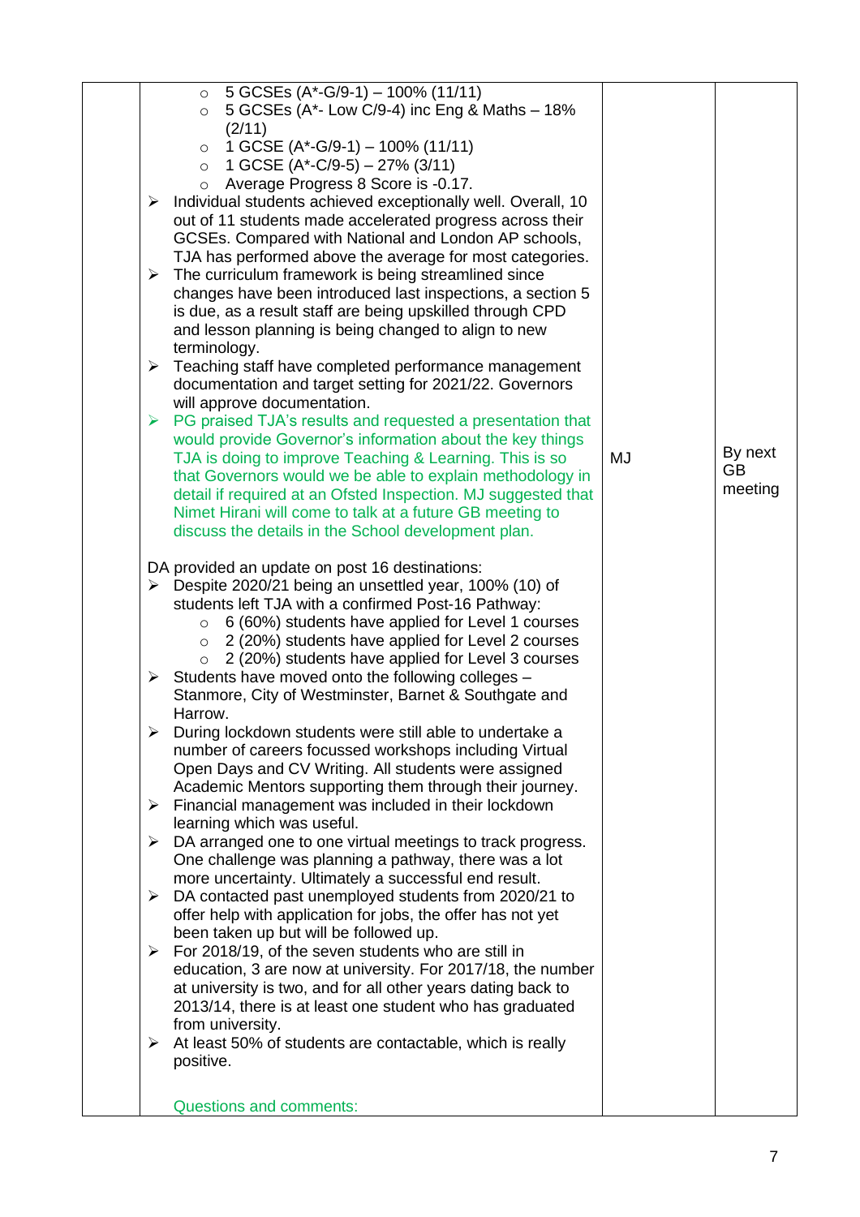| | Content | Action | Deadline |
|---|---|---|---|
| | ○ 5 GCSEs (A*-G/9-1) – 100% (11/11)<br>○ 5 GCSEs (A*- Low C/9-4) inc Eng & Maths – 18% (2/11)<br>○ 1 GCSE (A*-G/9-1) – 100% (11/11)<br>○ 1 GCSE (A*-C/9-5) – 27% (3/11)<br>○ Average Progress 8 Score is -0.17.<br>➢ Individual students achieved exceptionally well. Overall, 10 out of 11 students made accelerated progress across their GCSEs. Compared with National and London AP schools, TJA has performed above the average for most categories.<br>➢ The curriculum framework is being streamlined since changes have been introduced last inspections, a section 5 is due, as a result staff are being upskilled through CPD and lesson planning is being changed to align to new terminology.<br>➢ Teaching staff have completed performance management documentation and target setting for 2021/22. Governors will approve documentation.<br>➢ PG praised TJA's results and requested a presentation that would provide Governor's information about the key things TJA is doing to improve Teaching & Learning. This is so that Governors would we be able to explain methodology in detail if required at an Ofsted Inspection. MJ suggested that Nimet Hirani will come to talk at a future GB meeting to discuss the details in the School development plan. | MJ | By next GB meeting |
| | DA provided an update on post 16 destinations:<br>➢ Despite 2020/21 being an unsettled year, 100% (10) of students left TJA with a confirmed Post-16 Pathway:<br>○ 6 (60%) students have applied for Level 1 courses<br>○ 2 (20%) students have applied for Level 2 courses<br>○ 2 (20%) students have applied for Level 3 courses<br>➢ Students have moved onto the following colleges – Stanmore, City of Westminster, Barnet & Southgate and Harrow.<br>➢ During lockdown students were still able to undertake a number of careers focussed workshops including Virtual Open Days and CV Writing. All students were assigned Academic Mentors supporting them through their journey.<br>➢ Financial management was included in their lockdown learning which was useful.<br>➢ DA arranged one to one virtual meetings to track progress. One challenge was planning a pathway, there was a lot more uncertainty. Ultimately a successful end result.<br>➢ DA contacted past unemployed students from 2020/21 to offer help with application for jobs, the offer has not yet been taken up but will be followed up.<br>➢ For 2018/19, of the seven students who are still in education, 3 are now at university. For 2017/18, the number at university is two, and for all other years dating back to 2013/14, there is at least one student who has graduated from university.<br>➢ At least 50% of students are contactable, which is really positive.<br><br>Questions and comments: | | |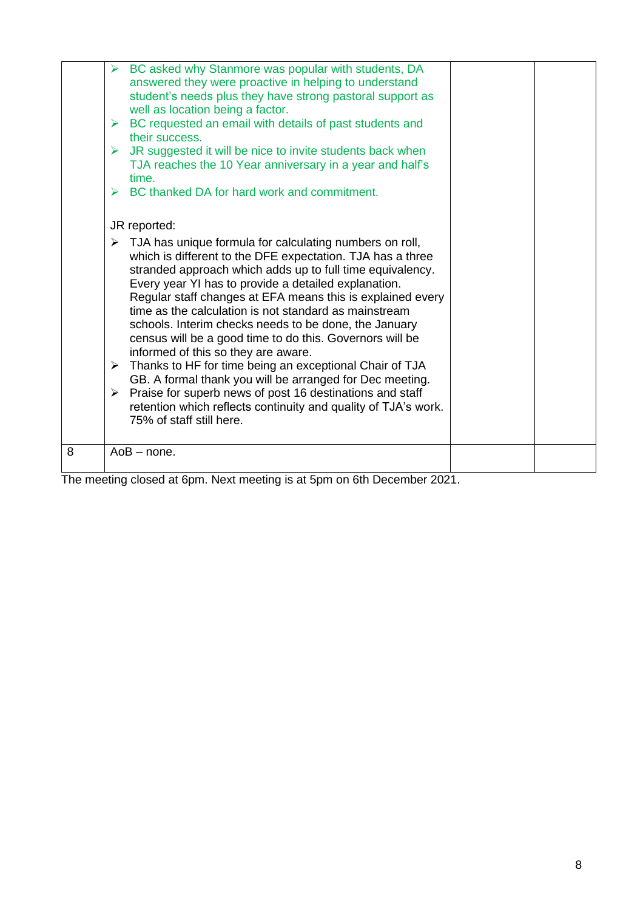| | | | |
|---|---|---|---|
| | ➢ BC asked why Stanmore was popular with students, DA answered they were proactive in helping to understand student's needs plus they have strong pastoral support as well as location being a factor.<br>➢ BC requested an email with details of past students and their success.<br>➢ JR suggested it will be nice to invite students back when TJA reaches the 10 Year anniversary in a year and half's time.<br>➢ BC thanked DA for hard work and commitment.<br><br>JR reported:<br>➢ TJA has unique formula for calculating numbers on roll, which is different to the DFE expectation. TJA has a three stranded approach which adds up to full time equivalency. Every year YI has to provide a detailed explanation. Regular staff changes at EFA means this is explained every time as the calculation is not standard as mainstream schools. Interim checks needs to be done, the January census will be a good time to do this. Governors will be informed of this so they are aware.<br>➢ Thanks to HF for time being an exceptional Chair of TJA GB. A formal thank you will be arranged for Dec meeting.<br>➢ Praise for superb news of post 16 destinations and staff retention which reflects continuity and quality of TJA's work. 75% of staff still here. | | |
| 8 | AoB – none. | | |

The meeting closed at 6pm. Next meeting is at 5pm on 6th December 2021.